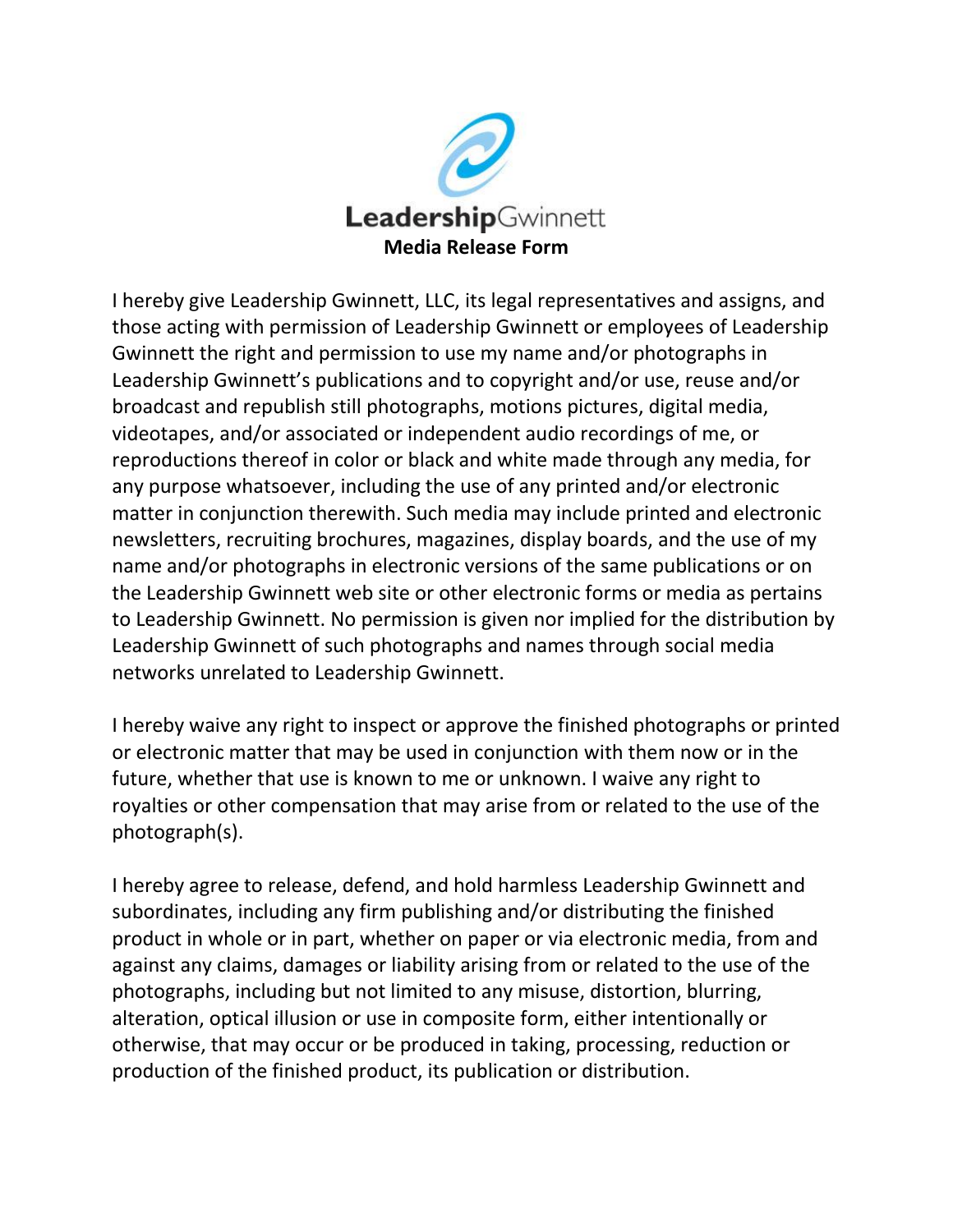# LeadershipGwinnett

## Media Release Form

I hereby give Leadership Gwinnett, LLC, its legal representatives and assigns, and those acting with permission of Leadership Gwinnett or employees of Leadership Gwinnett the right and permission to use my name and/or photographs in Leadership Gwinnett's publications and to copyright and/or use, reuse and/or broadcast and republish still photographs, motions pictures, digital media, videotapes, and/or associated or independent audio recordings of me, or reproductions thereof in color or black and white made through any media, for any purpose whatsoever, including the use of any printed and/or electronic matter in conjunction therewith. Such media may include printed and electronic newsletters, recruiting brochures, magazines, display boards, and the use of my name and/or photographs in electronic versions of the same publications or on the Leadership Gwinnett web site or other electronic forms or media as pertains to Leadership Gwinnett. No permission is given nor implied for the distribution by Leadership Gwinnett of such photographs and names through social media networks unrelated to Leadership Gwinnett.

I hereby waive any right to inspect or approve the finished photographs or printed or electronic matter that may be used in conjunction with them now or in the future, whether that use is known to me or unknown. I waive any right to royalties or other compensation that may arise from or related to the use of the photograph(s).

I hereby agree to release, defend, and hold harmless Leadership Gwinnett and subordinates, including any firm publishing and/or distributing the finished product in whole or in part, whether on paper or via electronic media, from and against any claims, damages or liability arising from or related to the use of the photographs, including but not limited to any misuse, distortion, blurring, alteration, optical illusion or use in composite form, either intentionally or otherwise, that may occur or be produced in taking, processing, reduction or production of the finished product, its publication or distribution.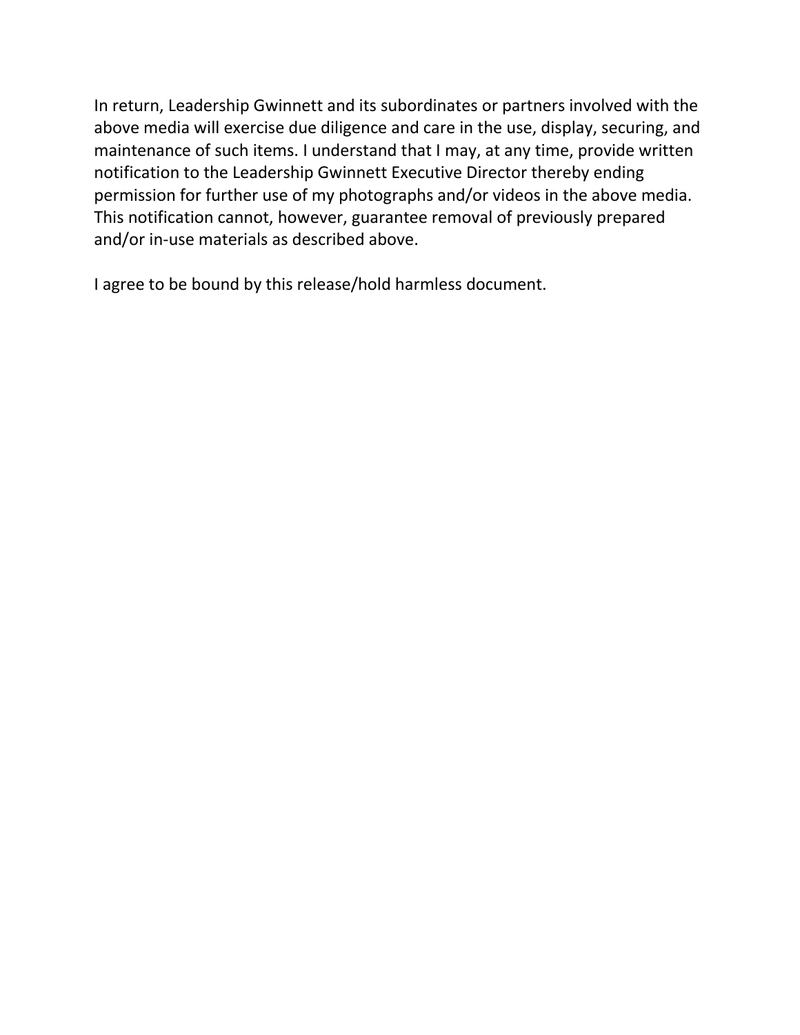In return, Leadership Gwinnett and its subordinates or partners involved with the above media will exercise due diligence and care in the use, display, securing, and maintenance of such items. I understand that I may, at any time, provide written notification to the Leadership Gwinnett Executive Director thereby ending permission for further use of my photographs and/or videos in the above media. This notification cannot, however, guarantee removal of previously prepared and/or in-use materials as described above.

I agree to be bound by this release/hold harmless document.